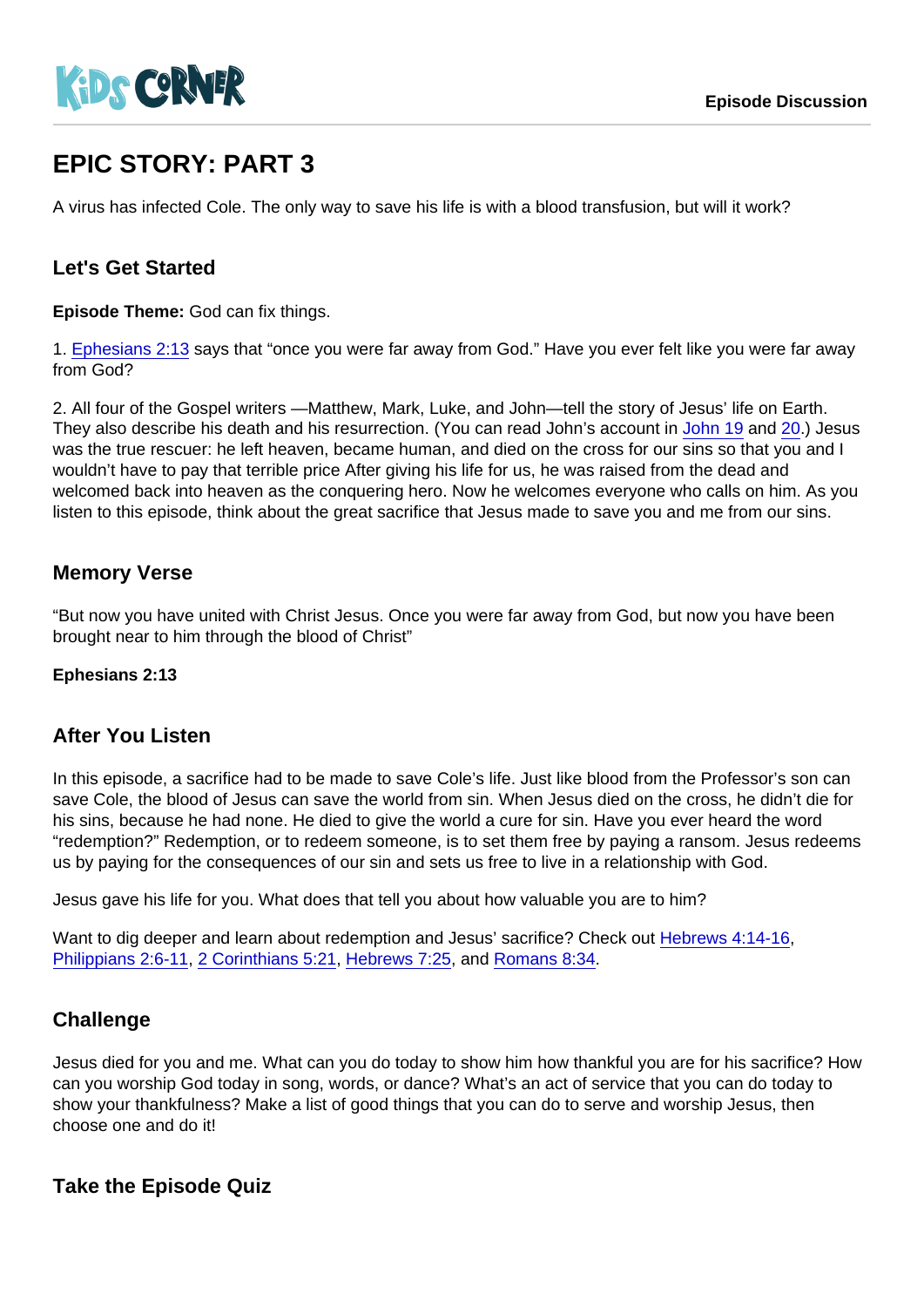KiDS CORNER

Episode Discussion

# EPIC STORY: PART 3

A virus has infected Cole. The only way to save his life is with a blood transfusion, but will it work?

## Let's Get Started

**Episode Theme:** God can fix things.

1. Ephesians 2:13 says that "once you were far away from God." Have you ever felt like you were far away from God?

2. All four of the Gospel writers —Matthew, Mark, Luke, and John—tell the story of Jesus' life on Earth. They also describe his death and his resurrection. (You can read John's account in John 19 and 20.) Jesus was the true rescuer: he left heaven, became human, and died on the cross for our sins so that you and I wouldn't have to pay that terrible price After giving his life for us, he was raised from the dead and welcomed back into heaven as the conquering hero. Now he welcomes everyone who calls on him. As you listen to this episode, think about the great sacrifice that Jesus made to save you and me from our sins.

## Memory Verse

"But now you have united with Christ Jesus. Once you were far away from God, but now you have been brought near to him through the blood of Christ"

**Ephesians 2:13**

## After You Listen

In this episode, a sacrifice had to be made to save Cole's life. Just like blood from the Professor's son can save Cole, the blood of Jesus can save the world from sin. When Jesus died on the cross, he didn't die for his sins, because he had none. He died to give the world a cure for sin. Have you ever heard the word "redemption?" Redemption, or to redeem someone, is to set them free by paying a ransom. Jesus redeems us by paying for the consequences of our sin and sets us free to live in a relationship with God.

Jesus gave his life for you. What does that tell you about how valuable you are to him?

Want to dig deeper and learn about redemption and Jesus' sacrifice? Check out Hebrews 4:14-16, Philippians 2:6-11, 2 Corinthians 5:21, Hebrews 7:25, and Romans 8:34.

## Challenge

Jesus died for you and me. What can you do today to show him how thankful you are for his sacrifice? How can you worship God today in song, words, or dance? What's an act of service that you can do today to show your thankfulness? Make a list of good things that you can do to serve and worship Jesus, then choose one and do it!

## Take the Episode Quiz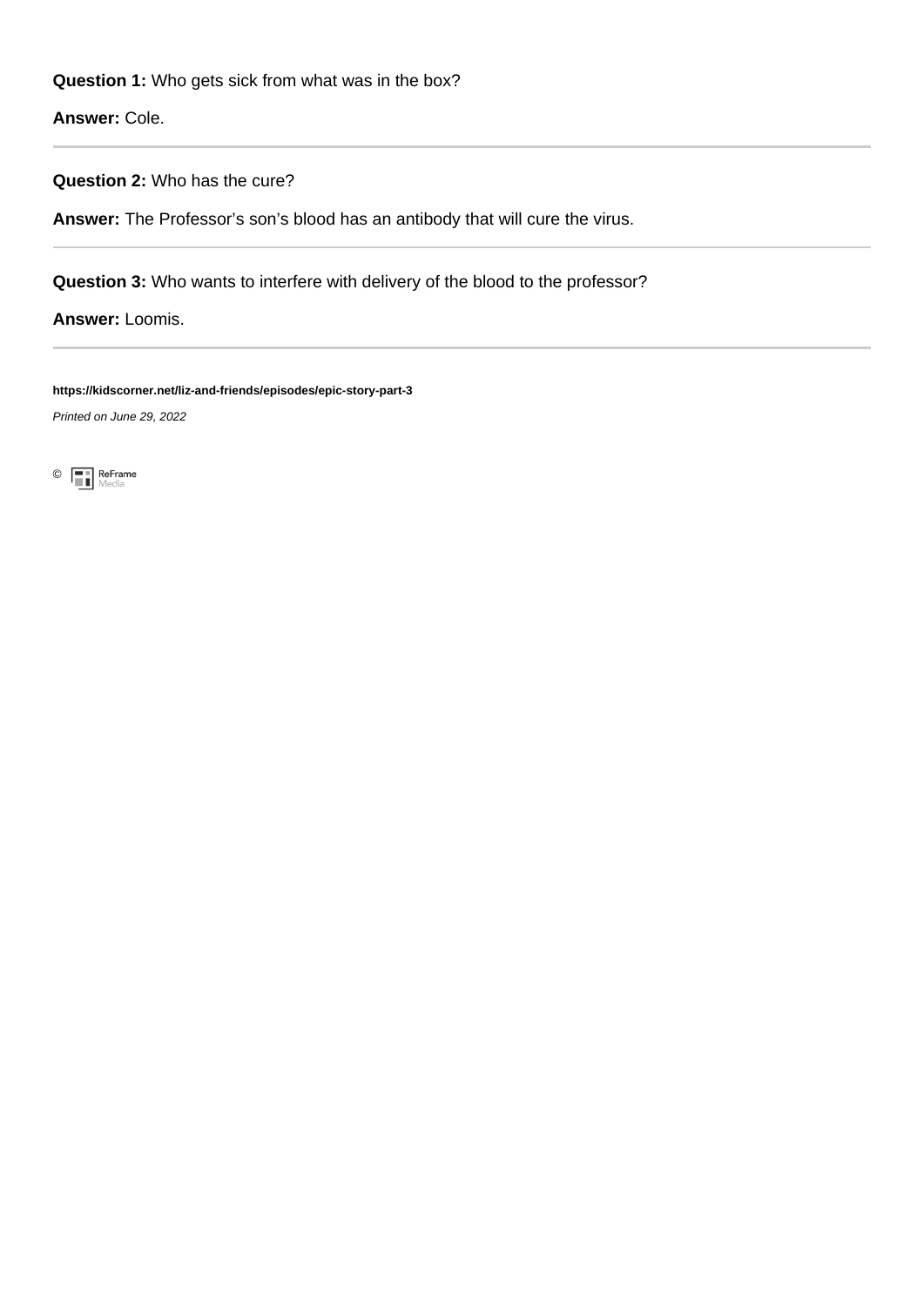**Question 1:** Who gets sick from what was in the box?

**Answer:** Cole.

---

**Question 2:** Who has the cure?

**Answer:** The Professor's son's blood has an antibody that will cure the virus.

---

**Question 3:** Who wants to interfere with delivery of the blood to the professor?

**Answer:** Loomis.

---

**https://kidscorner.net/liz-and-friends/episodes/epic-story-part-3**

*Printed on June 29, 2022*

© ReFrame Media